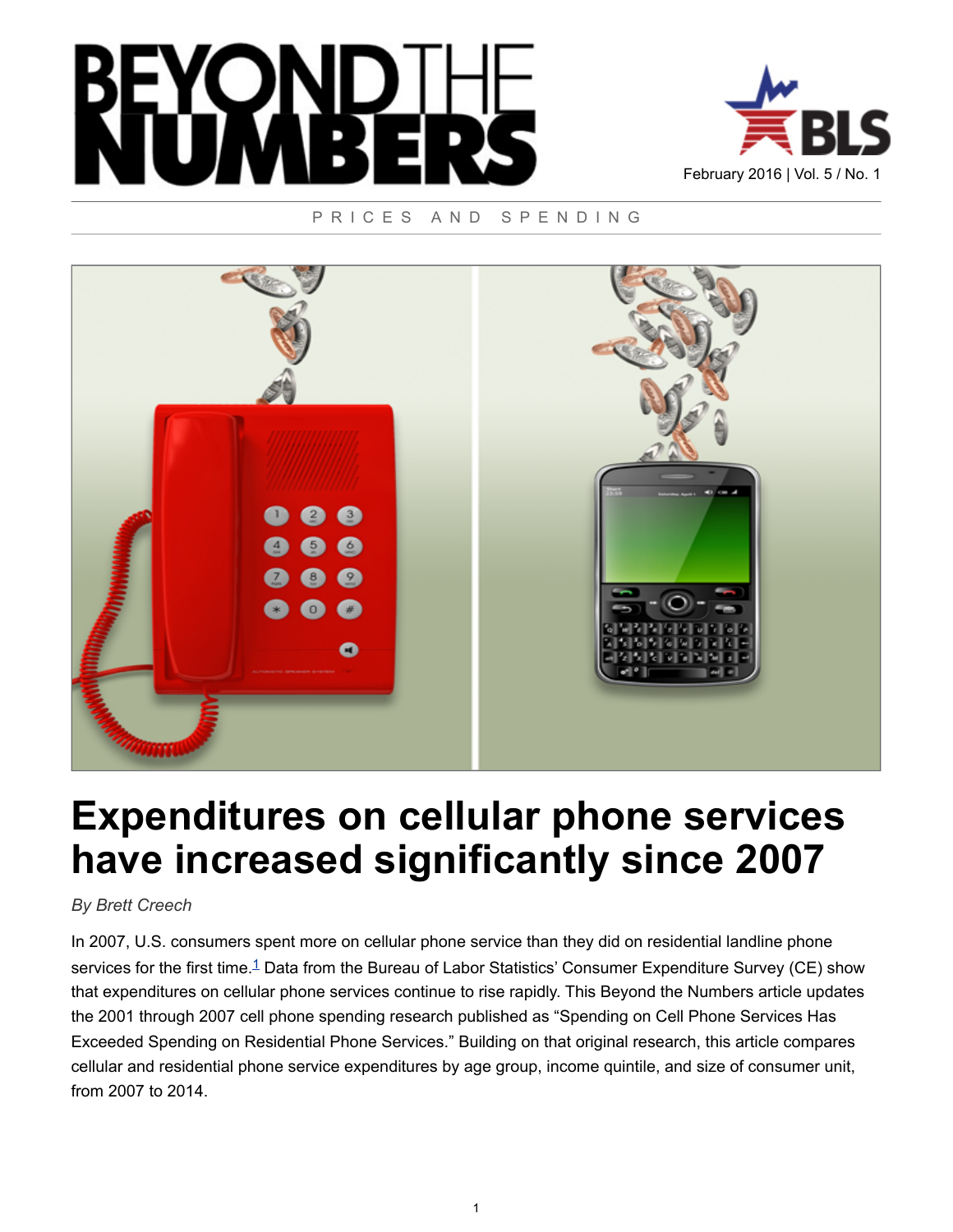# BEYOND THE NUMBERS

February 2016 | Vol. 5 / No. 1

PRICES AND SPENDING

# Expenditures on cellular phone services have increased significantly since 2007

*By Brett Creech*

In 2007, U.S. consumers spent more on cellular phone service than they did on residential landline phone services for the first time.[1] Data from the Bureau of Labor Statistics' Consumer Expenditure Survey (CE) show that expenditures on cellular phone services continue to rise rapidly. This Beyond the Numbers article updates the 2001 through 2007 cell phone spending research published as "Spending on Cell Phone Services Has Exceeded Spending on Residential Phone Services." Building on that original research, this article compares cellular and residential phone service expenditures by age group, income quintile, and size of consumer unit, from 2007 to 2014.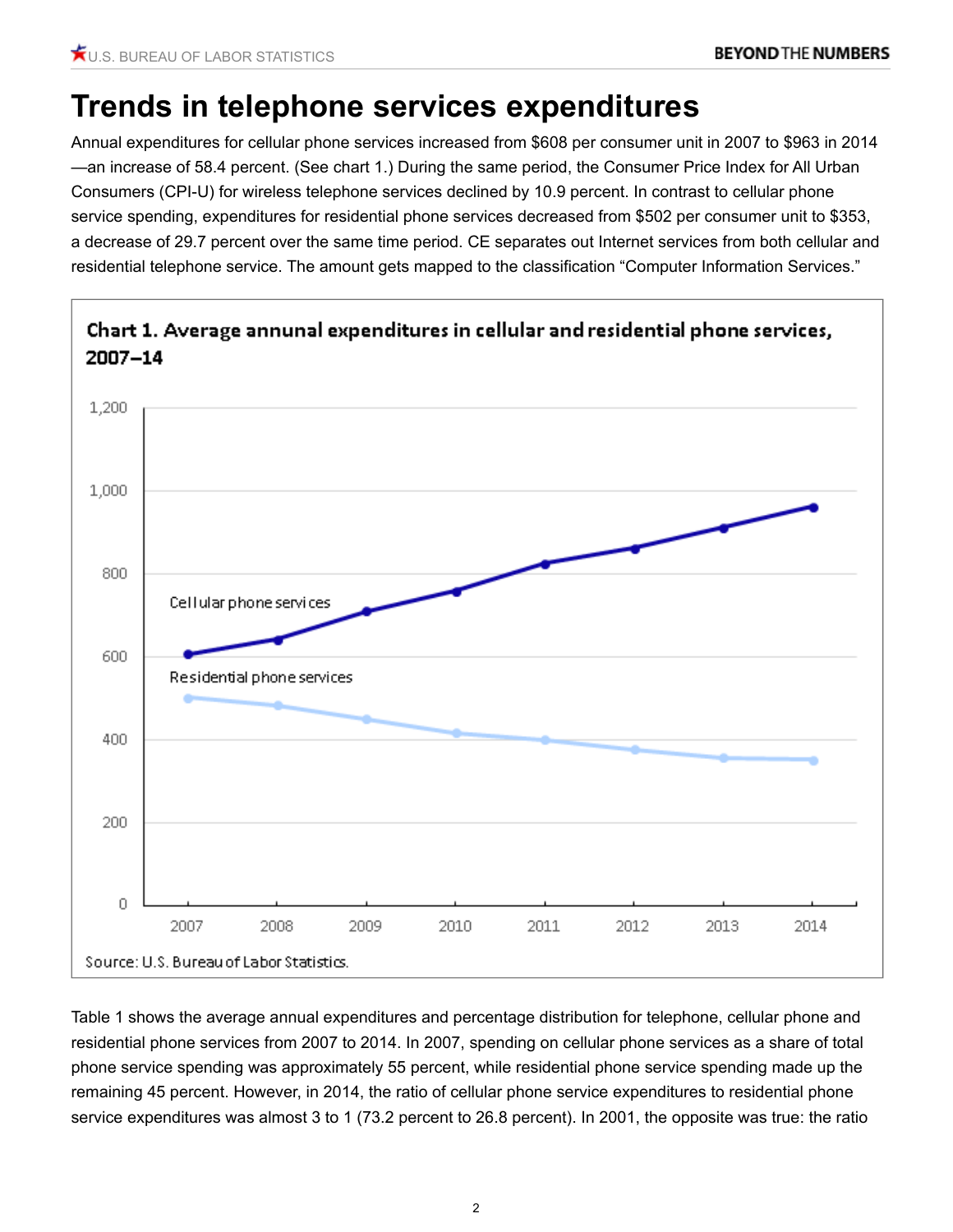# Trends in telephone services expenditures

Annual expenditures for cellular phone services increased from $608 per consumer unit in 2007 to $963 in 2014—an increase of 58.4 percent. (See chart 1.) During the same period, the Consumer Price Index for All Urban Consumers (CPI-U) for wireless telephone services declined by 10.9 percent. In contrast to cellular phone service spending, expenditures for residential phone services decreased from $502 per consumer unit to $353, a decrease of 29.7 percent over the same time period. CE separates out Internet services from both cellular and residential telephone service. The amount gets mapped to the classification "Computer Information Services."

**Chart 1. Average annual expenditures in cellular and residential phone services, 2007–14**

Source: U.S. Bureau of Labor Statistics.

Table 1 shows the average annual expenditures and percentage distribution for telephone, cellular phone and residential phone services from 2007 to 2014. In 2007, spending on cellular phone services as a share of total phone service spending was approximately 55 percent, while residential phone service spending made up the remaining 45 percent. However, in 2014, the ratio of cellular phone service expenditures to residential phone service expenditures was almost 3 to 1 (73.2 percent to 26.8 percent). In 2001, the opposite was true: the ratio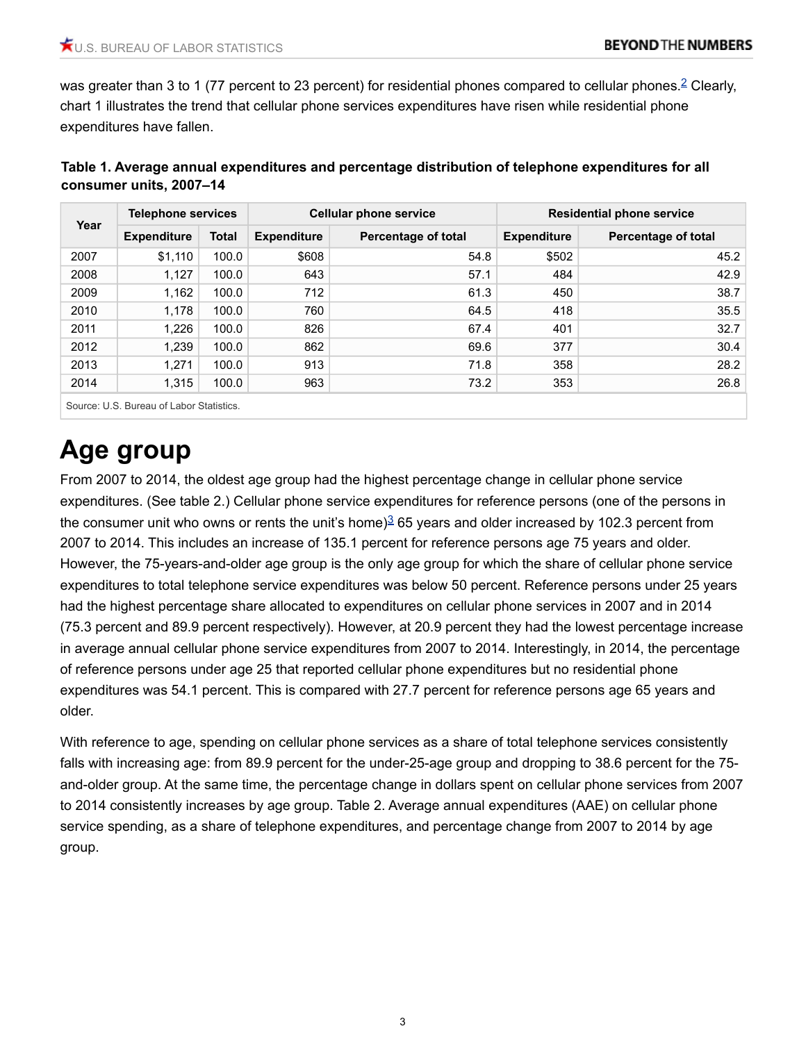was greater than 3 to 1 (77 percent to 23 percent) for residential phones compared to cellular phones.[2] Clearly, chart 1 illustrates the trend that cellular phone services expenditures have risen while residential phone expenditures have fallen.

**Table 1. Average annual expenditures and percentage distribution of telephone expenditures for all consumer units, 2007–14**

| Year | Telephone services | | Cellular phone service | | Residential phone service | |
|---|---|---|---|---|---|---|
| | Expenditure | Total | Expenditure | Percentage of total | Expenditure | Percentage of total |
| 2007 | $1,110 | 100.0 | $608 | 54.8 | $502 | 45.2 |
| 2008 | 1,127 | 100.0 | 643 | 57.1 | 484 | 42.9 |
| 2009 | 1,162 | 100.0 | 712 | 61.3 | 450 | 38.7 |
| 2010 | 1,178 | 100.0 | 760 | 64.5 | 418 | 35.5 |
| 2011 | 1,226 | 100.0 | 826 | 67.4 | 401 | 32.7 |
| 2012 | 1,239 | 100.0 | 862 | 69.6 | 377 | 30.4 |
| 2013 | 1,271 | 100.0 | 913 | 71.8 | 358 | 28.2 |
| 2014 | 1,315 | 100.0 | 963 | 73.2 | 353 | 26.8 |

Source: U.S. Bureau of Labor Statistics.

# Age group

From 2007 to 2014, the oldest age group had the highest percentage change in cellular phone service expenditures. (See table 2.) Cellular phone service expenditures for reference persons (one of the persons in the consumer unit who owns or rents the unit's home)[3] 65 years and older increased by 102.3 percent from 2007 to 2014. This includes an increase of 135.1 percent for reference persons age 75 years and older. However, the 75-years-and-older age group is the only age group for which the share of cellular phone service expenditures to total telephone service expenditures was below 50 percent. Reference persons under 25 years had the highest percentage share allocated to expenditures on cellular phone services in 2007 and in 2014 (75.3 percent and 89.9 percent respectively). However, at 20.9 percent they had the lowest percentage increase in average annual cellular phone service expenditures from 2007 to 2014. Interestingly, in 2014, the percentage of reference persons under age 25 that reported cellular phone expenditures but no residential phone expenditures was 54.1 percent. This is compared with 27.7 percent for reference persons age 65 years and older.

With reference to age, spending on cellular phone services as a share of total telephone services consistently falls with increasing age: from 89.9 percent for the under-25-age group and dropping to 38.6 percent for the 75-and-older group. At the same time, the percentage change in dollars spent on cellular phone services from 2007 to 2014 consistently increases by age group. Table 2. Average annual expenditures (AAE) on cellular phone service spending, as a share of telephone expenditures, and percentage change from 2007 to 2014 by age group.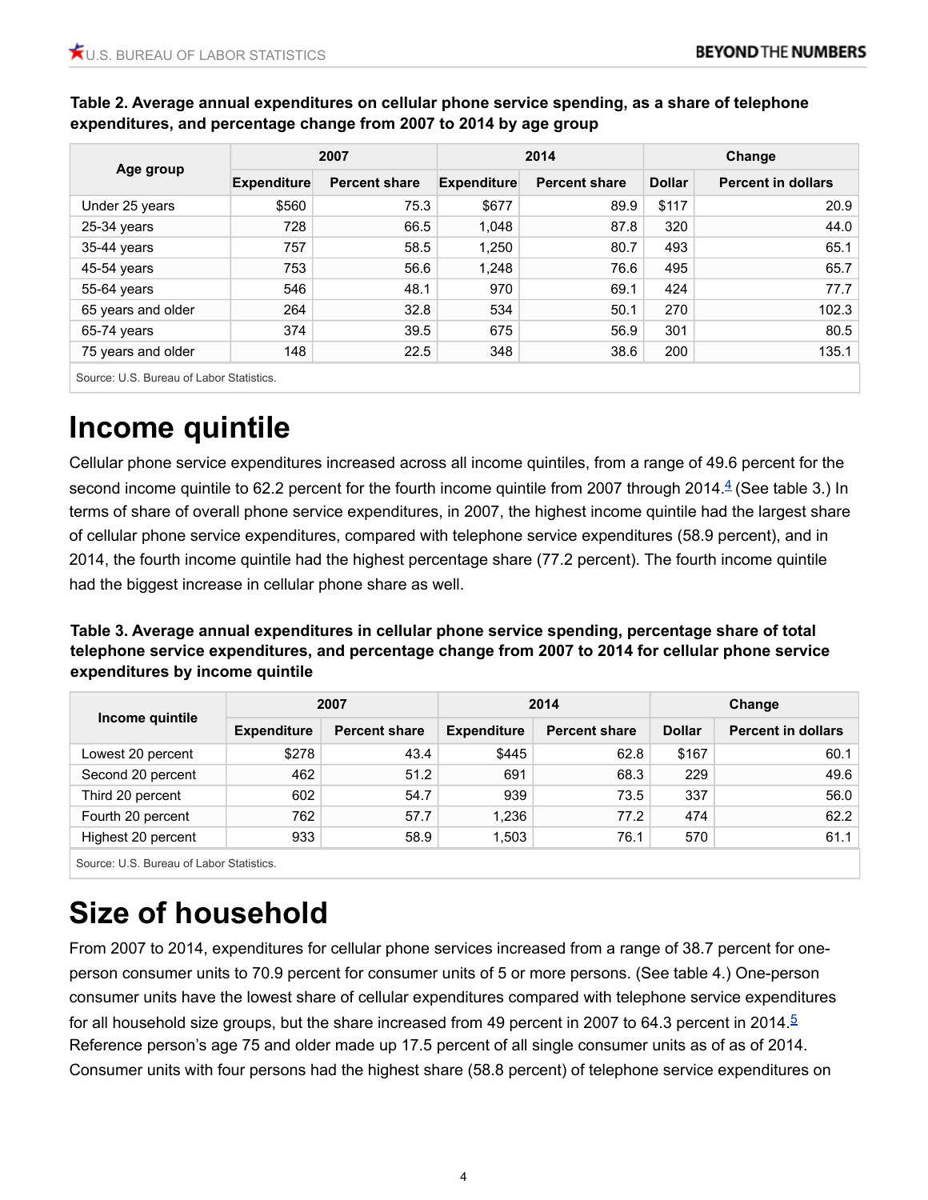**Table 2. Average annual expenditures on cellular phone service spending, as a share of telephone expenditures, and percentage change from 2007 to 2014 by age group**

| Age group | 2007 | | 2014 | | Change | |
|---|---|---|---|---|---|---|
| | Expenditure | Percent share | Expenditure | Percent share | Dollar | Percent in dollars |
| Under 25 years | $560 | 75.3 | $677 | 89.9 | $117 | 20.9 |
| 25-34 years | 728 | 66.5 | 1,048 | 87.8 | 320 | 44.0 |
| 35-44 years | 757 | 58.5 | 1,250 | 80.7 | 493 | 65.1 |
| 45-54 years | 753 | 56.6 | 1,248 | 76.6 | 495 | 65.7 |
| 55-64 years | 546 | 48.1 | 970 | 69.1 | 424 | 77.7 |
| 65 years and older | 264 | 32.8 | 534 | 50.1 | 270 | 102.3 |
| 65-74 years | 374 | 39.5 | 675 | 56.9 | 301 | 80.5 |
| 75 years and older | 148 | 22.5 | 348 | 38.6 | 200 | 135.1 |

Source: U.S. Bureau of Labor Statistics.

# Income quintile

Cellular phone service expenditures increased across all income quintiles, from a range of 49.6 percent for the second income quintile to 62.2 percent for the fourth income quintile from 2007 through 2014.[4] (See table 3.) In terms of share of overall phone service expenditures, in 2007, the highest income quintile had the largest share of cellular phone service expenditures, compared with telephone service expenditures (58.9 percent), and in 2014, the fourth income quintile had the highest percentage share (77.2 percent). The fourth income quintile had the biggest increase in cellular phone share as well.

**Table 3. Average annual expenditures in cellular phone service spending, percentage share of total telephone service expenditures, and percentage change from 2007 to 2014 for cellular phone service expenditures by income quintile**

| Income quintile | 2007 | | 2014 | | Change | |
|---|---|---|---|---|---|---|
| | Expenditure | Percent share | Expenditure | Percent share | Dollar | Percent in dollars |
| Lowest 20 percent | $278 | 43.4 | $445 | 62.8 | $167 | 60.1 |
| Second 20 percent | 462 | 51.2 | 691 | 68.3 | 229 | 49.6 |
| Third 20 percent | 602 | 54.7 | 939 | 73.5 | 337 | 56.0 |
| Fourth 20 percent | 762 | 57.7 | 1,236 | 77.2 | 474 | 62.2 |
| Highest 20 percent | 933 | 58.9 | 1,503 | 76.1 | 570 | 61.1 |

Source: U.S. Bureau of Labor Statistics.

# Size of household

From 2007 to 2014, expenditures for cellular phone services increased from a range of 38.7 percent for one-person consumer units to 70.9 percent for consumer units of 5 or more persons. (See table 4.) One-person consumer units have the lowest share of cellular expenditures compared with telephone service expenditures for all household size groups, but the share increased from 49 percent in 2007 to 64.3 percent in 2014.[5] Reference person's age 75 and older made up 17.5 percent of all single consumer units as of as of 2014. Consumer units with four persons had the highest share (58.8 percent) of telephone service expenditures on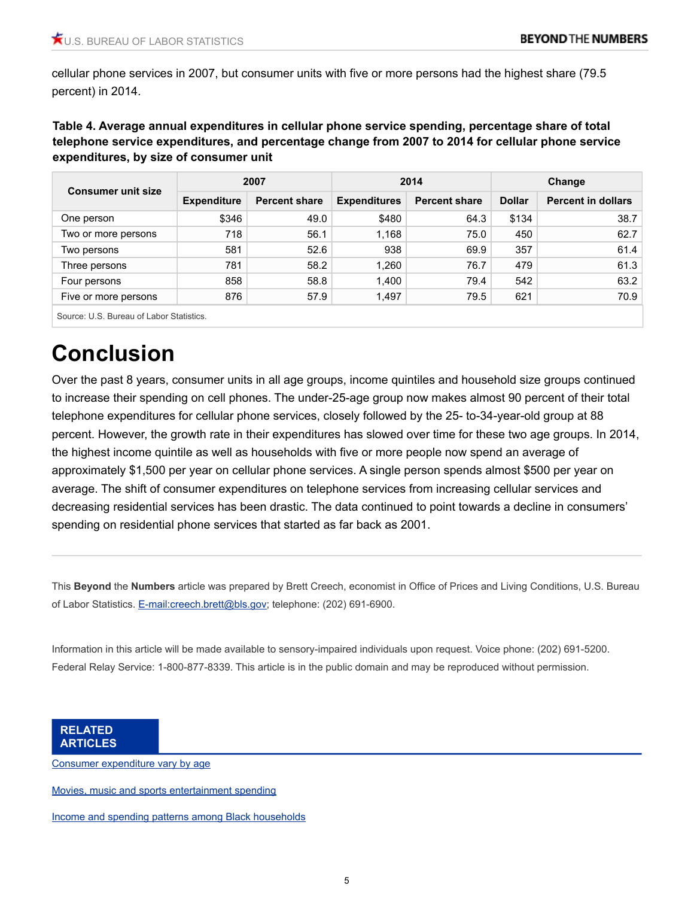cellular phone services in 2007, but consumer units with five or more persons had the highest share (79.5 percent) in 2014.

**Table 4. Average annual expenditures in cellular phone service spending, percentage share of total telephone service expenditures, and percentage change from 2007 to 2014 for cellular phone service expenditures, by size of consumer unit**

| Consumer unit size | 2007 | | 2014 | | Change | |
|---|---|---|---|---|---|---|
| | Expenditure | Percent share | Expenditures | Percent share | Dollar | Percent in dollars |
| One person | $346 | 49.0 | $480 | 64.3 | $134 | 38.7 |
| Two or more persons | 718 | 56.1 | 1,168 | 75.0 | 450 | 62.7 |
| Two persons | 581 | 52.6 | 938 | 69.9 | 357 | 61.4 |
| Three persons | 781 | 58.2 | 1,260 | 76.7 | 479 | 61.3 |
| Four persons | 858 | 58.8 | 1,400 | 79.4 | 542 | 63.2 |
| Five or more persons | 876 | 57.9 | 1,497 | 79.5 | 621 | 70.9 |

Source: U.S. Bureau of Labor Statistics.

# Conclusion

Over the past 8 years, consumer units in all age groups, income quintiles and household size groups continued to increase their spending on cell phones. The under-25-age group now makes almost 90 percent of their total telephone expenditures for cellular phone services, closely followed by the 25- to-34-year-old group at 88 percent. However, the growth rate in their expenditures has slowed over time for these two age groups. In 2014, the highest income quintile as well as households with five or more people now spend an average of approximately $1,500 per year on cellular phone services. A single person spends almost $500 per year on average. The shift of consumer expenditures on telephone services from increasing cellular services and decreasing residential services has been drastic. The data continued to point towards a decline in consumers' spending on residential phone services that started as far back as 2001.

---

This **Beyond** the **Numbers** article was prepared by Brett Creech, economist in Office of Prices and Living Conditions, U.S. Bureau of Labor Statistics. E-mail:creech.brett@bls.gov; telephone: (202) 691-6900.

Information in this article will be made available to sensory-impaired individuals upon request. Voice phone: (202) 691-5200. Federal Relay Service: 1-800-877-8339. This article is in the public domain and may be reproduced without permission.

**RELATED ARTICLES**

Consumer expenditure vary by age

Movies, music and sports entertainment spending

Income and spending patterns among Black households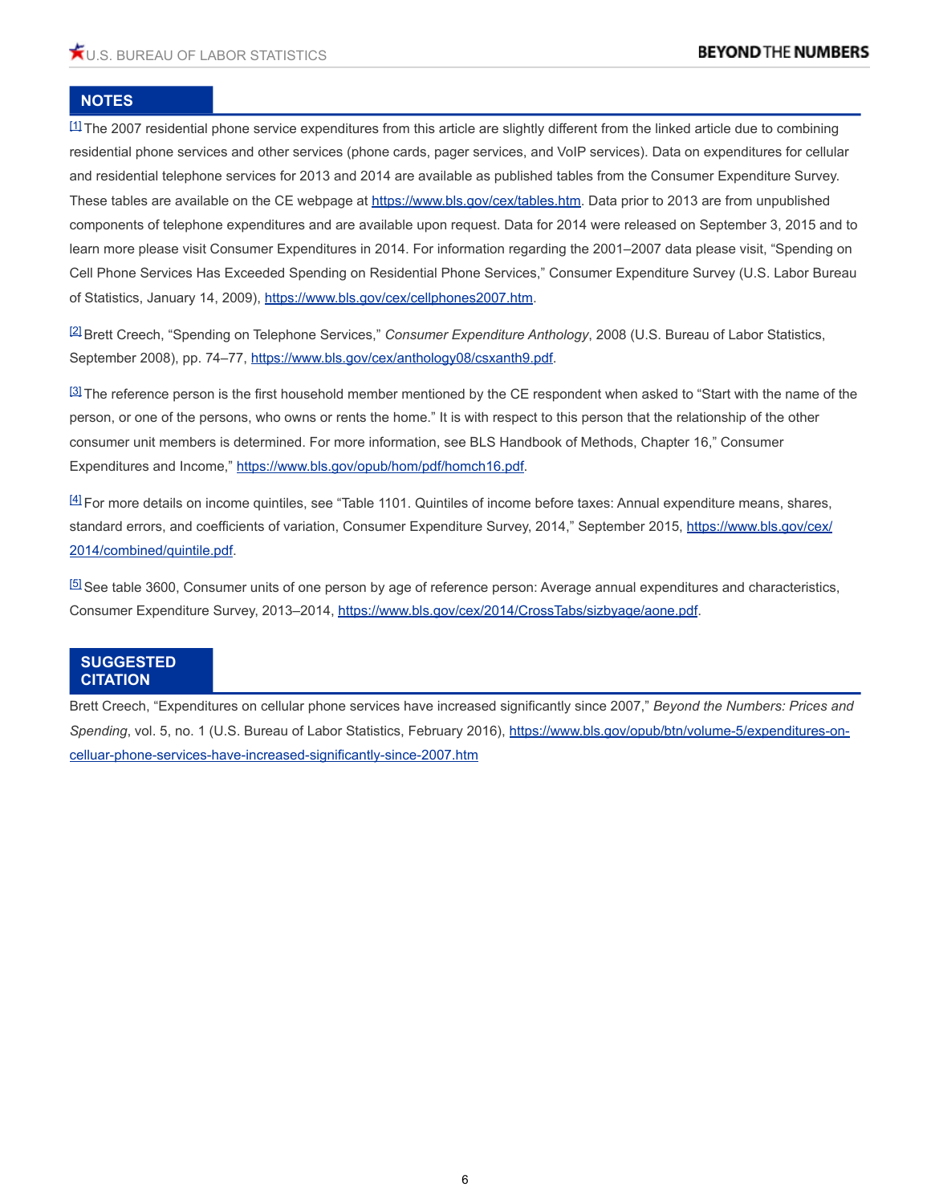## NOTES

[1] The 2007 residential phone service expenditures from this article are slightly different from the linked article due to combining residential phone services and other services (phone cards, pager services, and VoIP services). Data on expenditures for cellular and residential telephone services for 2013 and 2014 are available as published tables from the Consumer Expenditure Survey. These tables are available on the CE webpage at https://www.bls.gov/cex/tables.htm. Data prior to 2013 are from unpublished components of telephone expenditures and are available upon request. Data for 2014 were released on September 3, 2015 and to learn more please visit Consumer Expenditures in 2014. For information regarding the 2001–2007 data please visit, "Spending on Cell Phone Services Has Exceeded Spending on Residential Phone Services," Consumer Expenditure Survey (U.S. Labor Bureau of Statistics, January 14, 2009), https://www.bls.gov/cex/cellphones2007.htm.

[2] Brett Creech, "Spending on Telephone Services," *Consumer Expenditure Anthology*, 2008 (U.S. Bureau of Labor Statistics, September 2008), pp. 74–77, https://www.bls.gov/cex/anthology08/csxanth9.pdf.

[3] The reference person is the first household member mentioned by the CE respondent when asked to "Start with the name of the person, or one of the persons, who owns or rents the home." It is with respect to this person that the relationship of the other consumer unit members is determined. For more information, see BLS Handbook of Methods, Chapter 16," Consumer Expenditures and Income," https://www.bls.gov/opub/hom/pdf/homch16.pdf.

[4] For more details on income quintiles, see "Table 1101. Quintiles of income before taxes: Annual expenditure means, shares, standard errors, and coefficients of variation, Consumer Expenditure Survey, 2014," September 2015, https://www.bls.gov/cex/2014/combined/quintile.pdf.

[5] See table 3600, Consumer units of one person by age of reference person: Average annual expenditures and characteristics, Consumer Expenditure Survey, 2013–2014, https://www.bls.gov/cex/2014/CrossTabs/sizbyage/aone.pdf.

## SUGGESTED CITATION

Brett Creech, "Expenditures on cellular phone services have increased significantly since 2007," *Beyond the Numbers: Prices and Spending*, vol. 5, no. 1 (U.S. Bureau of Labor Statistics, February 2016), https://www.bls.gov/opub/btn/volume-5/expenditures-on-celluar-phone-services-have-increased-significantly-since-2007.htm